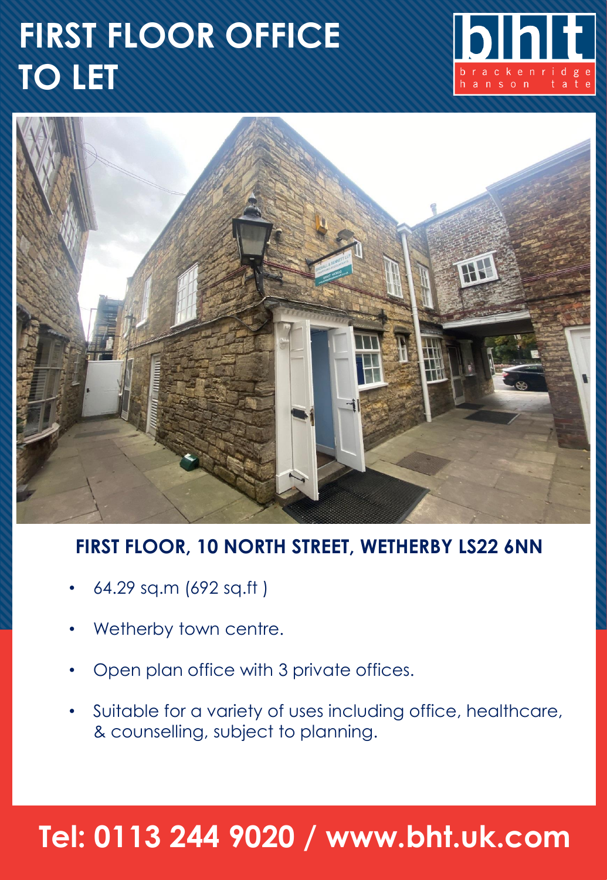# FIRST FLOOR OFFICE TO LET

bhlt
brackenridge hanson tate

## FIRST FLOOR, 10 NORTH STREET, WETHERBY LS22 6NN

- 64.29 sq.m (692 sq.ft )
- Wetherby town centre.
- Open plan office with 3 private offices.
- Suitable for a variety of uses including office, healthcare, & counselling, subject to planning.

## Tel: 0113 244 9020 / www.bht.uk.com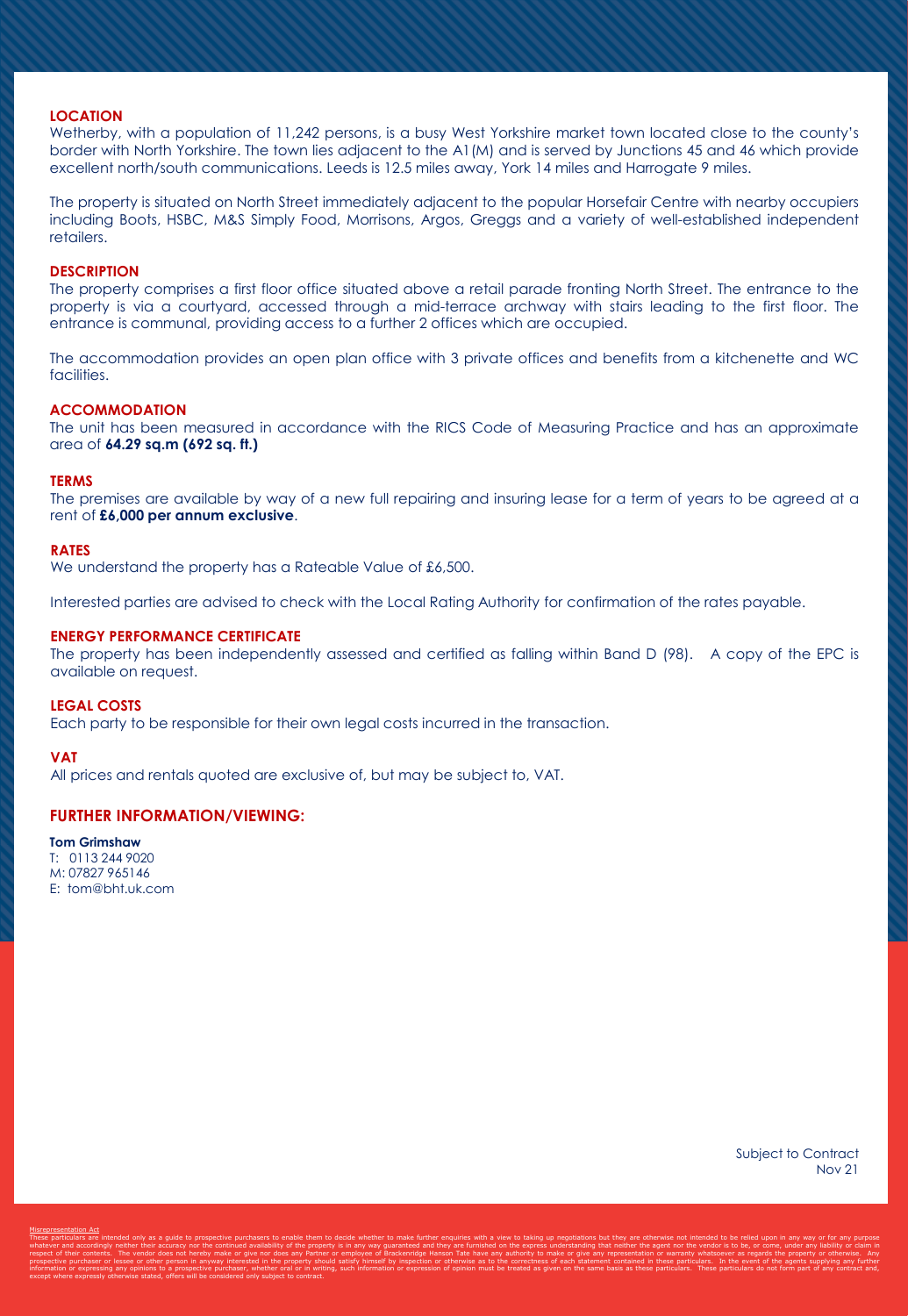## LOCATION

Wetherby, with a population of 11,242 persons, is a busy West Yorkshire market town located close to the county's border with North Yorkshire. The town lies adjacent to the A1(M) and is served by Junctions 45 and 46 which provide excellent north/south communications. Leeds is 12.5 miles away, York 14 miles and Harrogate 9 miles.

The property is situated on North Street immediately adjacent to the popular Horsefair Centre with nearby occupiers including Boots, HSBC, M&S Simply Food, Morrisons, Argos, Greggs and a variety of well-established independent retailers.

## DESCRIPTION

The property comprises a first floor office situated above a retail parade fronting North Street. The entrance to the property is via a courtyard, accessed through a mid-terrace archway with stairs leading to the first floor. The entrance is communal, providing access to a further 2 offices which are occupied.

The accommodation provides an open plan office with 3 private offices and benefits from a kitchenette and WC facilities.

## ACCOMMODATION

The unit has been measured in accordance with the RICS Code of Measuring Practice and has an approximate area of **64.29 sq.m (692 sq. ft.)**

## TERMS

The premises are available by way of a new full repairing and insuring lease for a term of years to be agreed at a rent of **£6,000 per annum exclusive**.

## RATES

We understand the property has a Rateable Value of £6,500.

Interested parties are advised to check with the Local Rating Authority for confirmation of the rates payable.

## ENERGY PERFORMANCE CERTIFICATE

The property has been independently assessed and certified as falling within Band D (98). A copy of the EPC is available on request.

## LEGAL COSTS

Each party to be responsible for their own legal costs incurred in the transaction.

## VAT

All prices and rentals quoted are exclusive of, but may be subject to, VAT.

## FURTHER INFORMATION/VIEWING:

**Tom Grimshaw**
T: 0113 244 9020
M: 07827 965146
E: tom@bht.uk.com

Subject to Contract
Nov 21

Misrepresentation Act
These particulars are intended only as a guide to prospective purchasers to enable them to decide whether to make further enquiries with a view to taking up negotiations but they are otherwise not intended to be relied upon in any way or for any purpose whatever and accordingly neither their accuracy nor the continued availability of the property is in any way guaranteed and they are furnished on the express understanding that neither the agent nor the vendor is to be, or come, under any liability or claim in respect of their contents. The vendor does not hereby make or give nor does any Partner or employee of Brackenridge Hanson Tate have any authority to make or give any representation or warranty whatsoever as regards the property or otherwise. Any prospective purchaser or lessee or other person in anyway interested in the property should satisfy himself by inspection or otherwise as to the correctness of each statement contained in these particulars. In the event of the agents supplying any further information or expressing any opinions to a prospective purchaser, whether oral or in writing, such information or expression of opinion must be treated as given on the same basis as these particulars. These particulars do not form part of any contract and, except where expressly otherwise stated, offers will be considered only subject to contract.